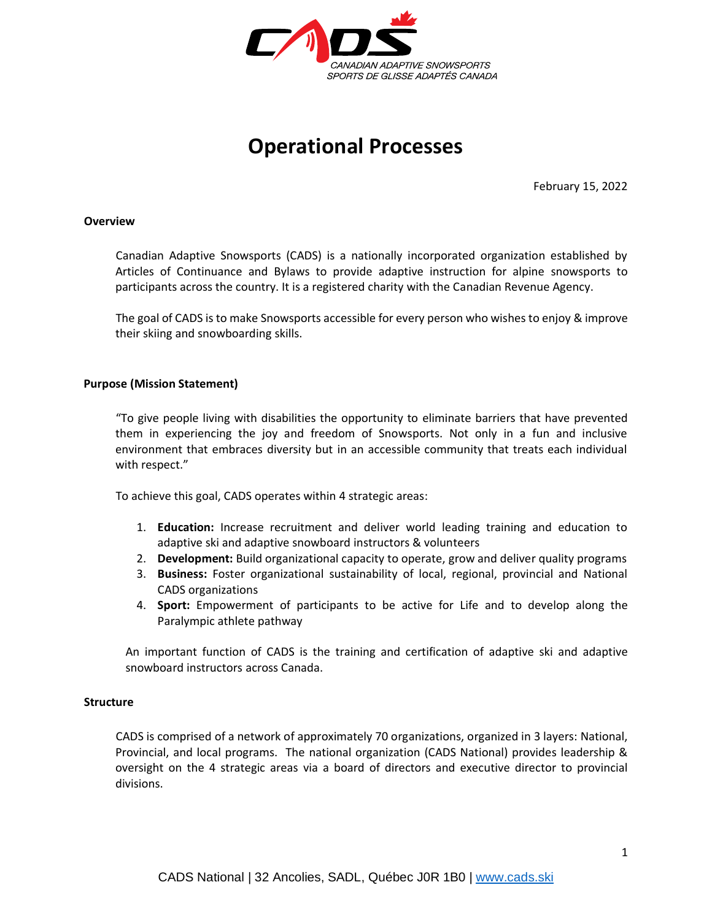CANADIAN ADAPTIVE SNOWSPORTS
SPORTS DE GLISSE ADAPTÉS CANADA

# Operational Processes

February 15, 2022

**Overview**

Canadian Adaptive Snowsports (CADS) is a nationally incorporated organization established by Articles of Continuance and Bylaws to provide adaptive instruction for alpine snowsports to participants across the country. It is a registered charity with the Canadian Revenue Agency.

The goal of CADS is to make Snowsports accessible for every person who wishes to enjoy & improve their skiing and snowboarding skills.

**Purpose (Mission Statement)**

"To give people living with disabilities the opportunity to eliminate barriers that have prevented them in experiencing the joy and freedom of Snowsports. Not only in a fun and inclusive environment that embraces diversity but in an accessible community that treats each individual with respect."

To achieve this goal, CADS operates within 4 strategic areas:

1. **Education:** Increase recruitment and deliver world leading training and education to adaptive ski and adaptive snowboard instructors & volunteers
2. **Development:** Build organizational capacity to operate, grow and deliver quality programs
3. **Business:** Foster organizational sustainability of local, regional, provincial and National CADS organizations
4. **Sport:** Empowerment of participants to be active for Life and to develop along the Paralympic athlete pathway

An important function of CADS is the training and certification of adaptive ski and adaptive snowboard instructors across Canada.

**Structure**

CADS is comprised of a network of approximately 70 organizations, organized in 3 layers: National, Provincial, and local programs. The national organization (CADS National) provides leadership & oversight on the 4 strategic areas via a board of directors and executive director to provincial divisions.

CADS National | 32 Ancolies, SADL, Québec J0R 1B0 | www.cads.ski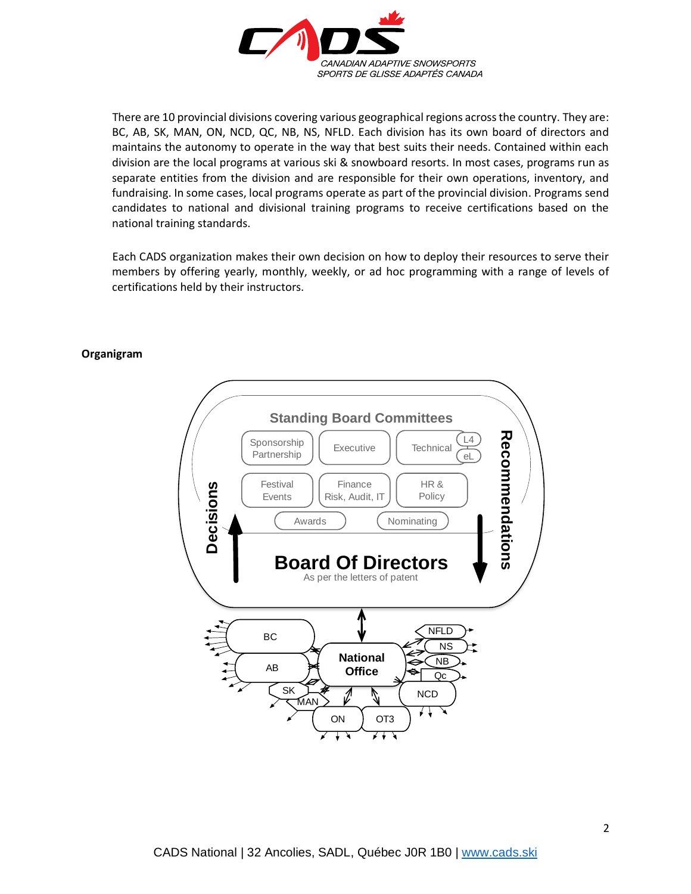There are 10 provincial divisions covering various geographical regions across the country. They are: BC, AB, SK, MAN, ON, NCD, QC, NB, NS, NFLD. Each division has its own board of directors and maintains the autonomy to operate in the way that best suits their needs. Contained within each division are the local programs at various ski & snowboard resorts. In most cases, programs run as separate entities from the division and are responsible for their own operations, inventory, and fundraising. In some cases, local programs operate as part of the provincial division. Programs send candidates to national and divisional training programs to receive certifications based on the national training standards.

Each CADS organization makes their own decision on how to deploy their resources to serve their members by offering yearly, monthly, weekly, or ad hoc programming with a range of levels of certifications held by their instructors.

**Organigram**

Standing Board Committees

Sponsorship Partnership | Executive | Technical (L4, eL)

Festival Events | Finance Risk, Audit, IT | HR & Policy

Awards | Nominating

Decisions | Recommendations

**Board Of Directors**
As per the letters of patent

**National Office**

BC, AB, SK, MAN, ON, OT3, NCD, Qc, NB, NS, NFLD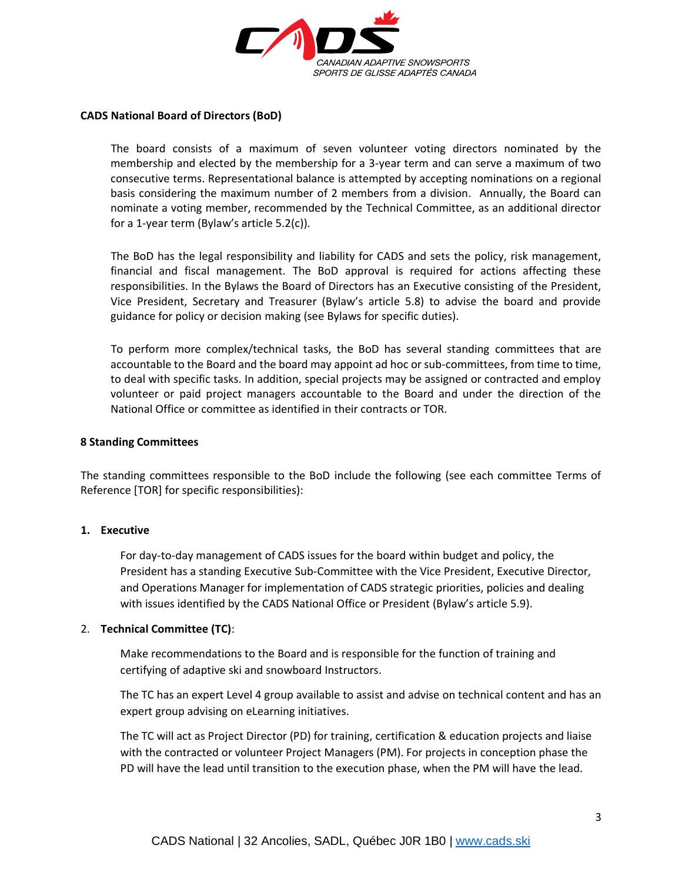**CADS National Board of Directors (BoD)**

The board consists of a maximum of seven volunteer voting directors nominated by the membership and elected by the membership for a 3-year term and can serve a maximum of two consecutive terms. Representational balance is attempted by accepting nominations on a regional basis considering the maximum number of 2 members from a division. Annually, the Board can nominate a voting member, recommended by the Technical Committee, as an additional director for a 1-year term (Bylaw's article 5.2(c)).

The BoD has the legal responsibility and liability for CADS and sets the policy, risk management, financial and fiscal management. The BoD approval is required for actions affecting these responsibilities. In the Bylaws the Board of Directors has an Executive consisting of the President, Vice President, Secretary and Treasurer (Bylaw's article 5.8) to advise the board and provide guidance for policy or decision making (see Bylaws for specific duties).

To perform more complex/technical tasks, the BoD has several standing committees that are accountable to the Board and the board may appoint ad hoc or sub-committees, from time to time, to deal with specific tasks. In addition, special projects may be assigned or contracted and employ volunteer or paid project managers accountable to the Board and under the direction of the National Office or committee as identified in their contracts or TOR.

**8 Standing Committees**

The standing committees responsible to the BoD include the following (see each committee Terms of Reference [TOR] for specific responsibilities):

1. **Executive**

   For day-to-day management of CADS issues for the board within budget and policy, the President has a standing Executive Sub-Committee with the Vice President, Executive Director, and Operations Manager for implementation of CADS strategic priorities, policies and dealing with issues identified by the CADS National Office or President (Bylaw's article 5.9).

2. **Technical Committee (TC)**:

   Make recommendations to the Board and is responsible for the function of training and certifying of adaptive ski and snowboard Instructors.

   The TC has an expert Level 4 group available to assist and advise on technical content and has an expert group advising on eLearning initiatives.

   The TC will act as Project Director (PD) for training, certification & education projects and liaise with the contracted or volunteer Project Managers (PM). For projects in conception phase the PD will have the lead until transition to the execution phase, when the PM will have the lead.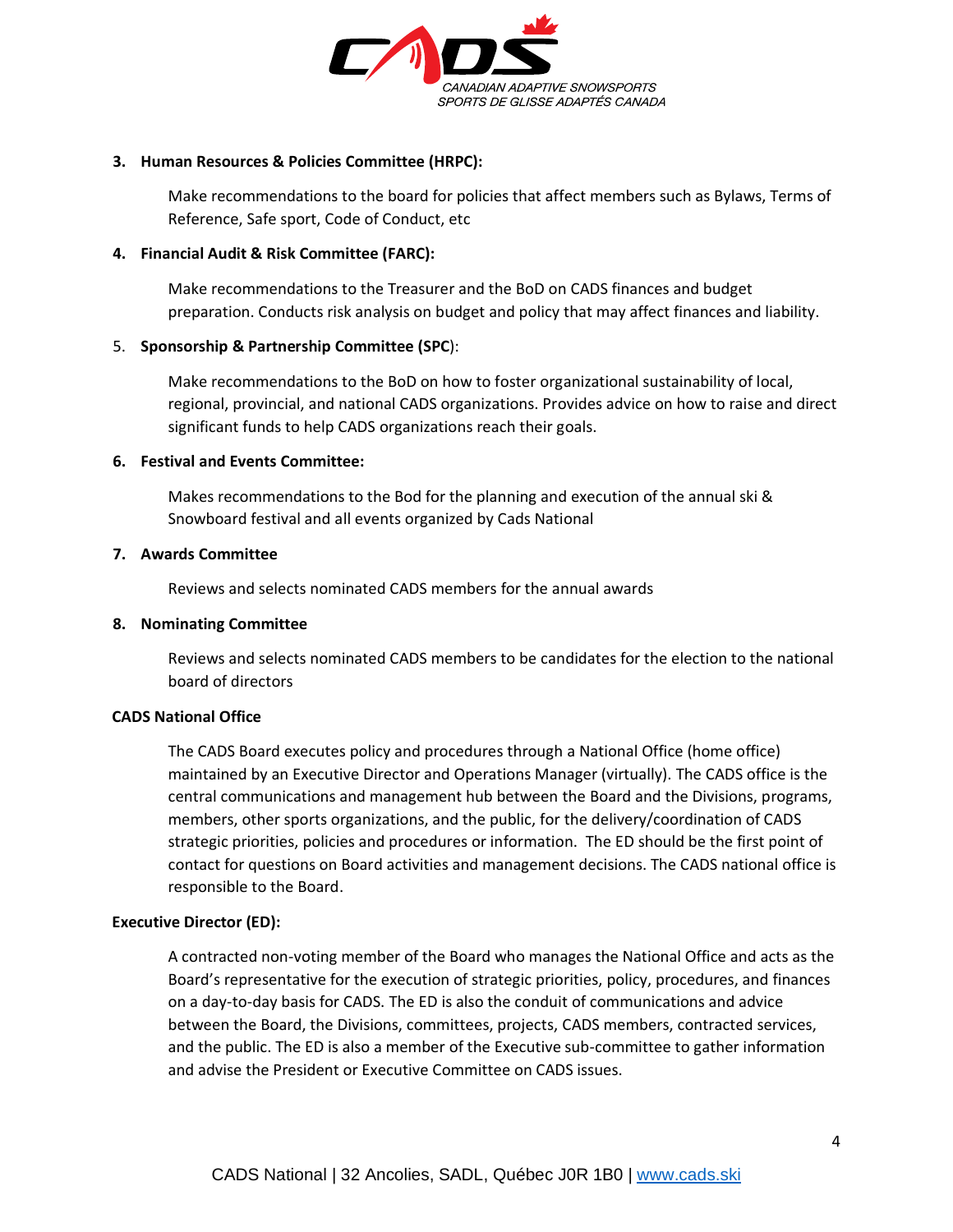**3. Human Resources & Policies Committee (HRPC):**

Make recommendations to the board for policies that affect members such as Bylaws, Terms of Reference, Safe sport, Code of Conduct, etc

**4. Financial Audit & Risk Committee (FARC):**

Make recommendations to the Treasurer and the BoD on CADS finances and budget preparation. Conducts risk analysis on budget and policy that may affect finances and liability.

5. **Sponsorship & Partnership Committee (SPC**):

Make recommendations to the BoD on how to foster organizational sustainability of local, regional, provincial, and national CADS organizations. Provides advice on how to raise and direct significant funds to help CADS organizations reach their goals.

**6. Festival and Events Committee:**

Makes recommendations to the Bod for the planning and execution of the annual ski & Snowboard festival and all events organized by Cads National

**7. Awards Committee**

Reviews and selects nominated CADS members for the annual awards

**8. Nominating Committee**

Reviews and selects nominated CADS members to be candidates for the election to the national board of directors

**CADS National Office**

The CADS Board executes policy and procedures through a National Office (home office) maintained by an Executive Director and Operations Manager (virtually). The CADS office is the central communications and management hub between the Board and the Divisions, programs, members, other sports organizations, and the public, for the delivery/coordination of CADS strategic priorities, policies and procedures or information. The ED should be the first point of contact for questions on Board activities and management decisions. The CADS national office is responsible to the Board.

**Executive Director (ED):**

A contracted non-voting member of the Board who manages the National Office and acts as the Board's representative for the execution of strategic priorities, policy, procedures, and finances on a day-to-day basis for CADS. The ED is also the conduit of communications and advice between the Board, the Divisions, committees, projects, CADS members, contracted services, and the public. The ED is also a member of the Executive sub-committee to gather information and advise the President or Executive Committee on CADS issues.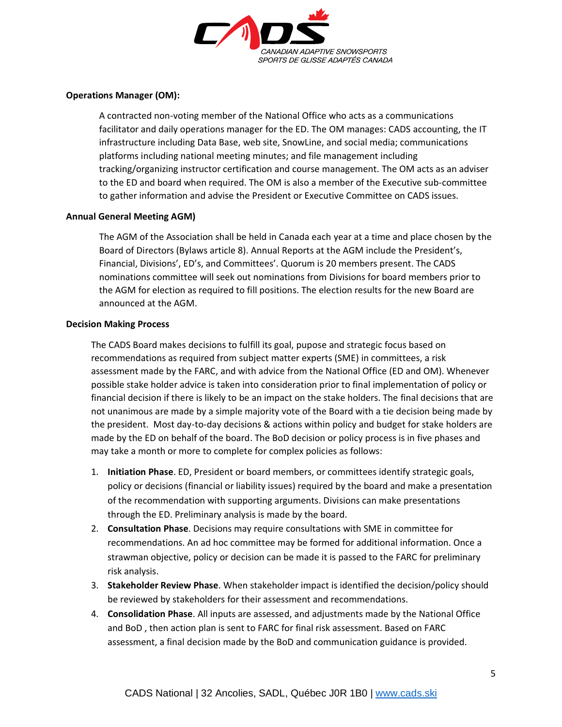**Operations Manager (OM):**

A contracted non-voting member of the National Office who acts as a communications facilitator and daily operations manager for the ED. The OM manages: CADS accounting, the IT infrastructure including Data Base, web site, SnowLine, and social media; communications platforms including national meeting minutes; and file management including tracking/organizing instructor certification and course management. The OM acts as an adviser to the ED and board when required. The OM is also a member of the Executive sub-committee to gather information and advise the President or Executive Committee on CADS issues.

**Annual General Meeting AGM)**

The AGM of the Association shall be held in Canada each year at a time and place chosen by the Board of Directors (Bylaws article 8). Annual Reports at the AGM include the President's, Financial, Divisions', ED's, and Committees'. Quorum is 20 members present. The CADS nominations committee will seek out nominations from Divisions for board members prior to the AGM for election as required to fill positions. The election results for the new Board are announced at the AGM.

**Decision Making Process**

The CADS Board makes decisions to fulfill its goal, pupose and strategic focus based on recommendations as required from subject matter experts (SME) in committees, a risk assessment made by the FARC, and with advice from the National Office (ED and OM). Whenever possible stake holder advice is taken into consideration prior to final implementation of policy or financial decision if there is likely to be an impact on the stake holders. The final decisions that are not unanimous are made by a simple majority vote of the Board with a tie decision being made by the president. Most day-to-day decisions & actions within policy and budget for stake holders are made by the ED on behalf of the board. The BoD decision or policy process is in five phases and may take a month or more to complete for complex policies as follows:

1. **Initiation Phase**. ED, President or board members, or committees identify strategic goals, policy or decisions (financial or liability issues) required by the board and make a presentation of the recommendation with supporting arguments. Divisions can make presentations through the ED. Preliminary analysis is made by the board.
2. **Consultation Phase**. Decisions may require consultations with SME in committee for recommendations. An ad hoc committee may be formed for additional information. Once a strawman objective, policy or decision can be made it is passed to the FARC for preliminary risk analysis.
3. **Stakeholder Review Phase**. When stakeholder impact is identified the decision/policy should be reviewed by stakeholders for their assessment and recommendations.
4. **Consolidation Phase**. All inputs are assessed, and adjustments made by the National Office and BoD , then action plan is sent to FARC for final risk assessment. Based on FARC assessment, a final decision made by the BoD and communication guidance is provided.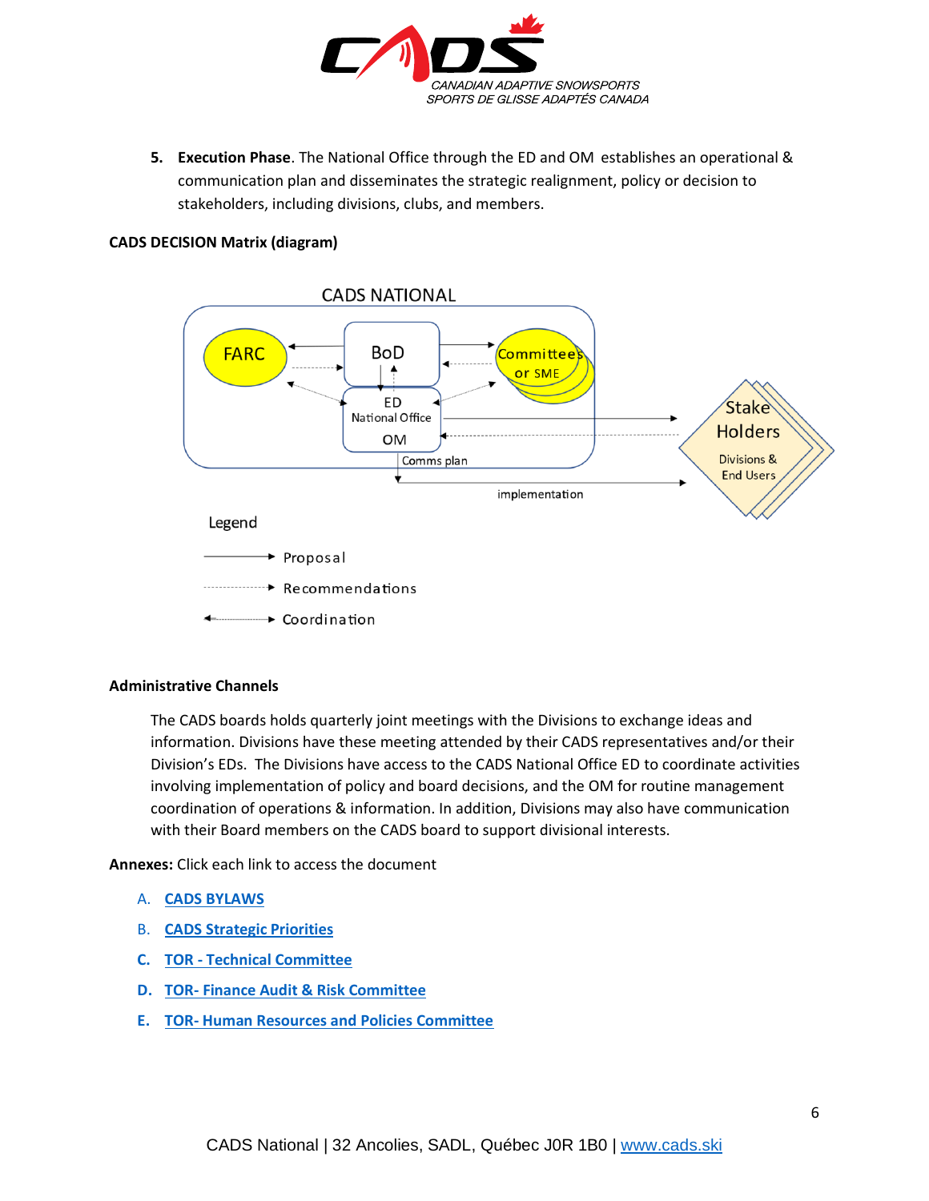5. **Execution Phase**. The National Office through the ED and OM establishes an operational & communication plan and disseminates the strategic realignment, policy or decision to stakeholders, including divisions, clubs, and members.

**CADS DECISION Matrix (diagram)**

CADS NATIONAL

FARC

BoD

Committees or SME

ED
National Office
OM

Comms plan

Stake Holders
Divisions & End Users

implementation

Legend

Proposal

Recommendations

Coordination

**Administrative Channels**

The CADS boards holds quarterly joint meetings with the Divisions to exchange ideas and information. Divisions have these meeting attended by their CADS representatives and/or their Division's EDs. The Divisions have access to the CADS National Office ED to coordinate activities involving implementation of policy and board decisions, and the OM for routine management coordination of operations & information. In addition, Divisions may also have communication with their Board members on the CADS board to support divisional interests.

**Annexes:** Click each link to access the document

A. CADS BYLAWS
B. CADS Strategic Priorities
C. TOR - Technical Committee
D. TOR- Finance Audit & Risk Committee
E. TOR- Human Resources and Policies Committee

CADS National | 32 Ancolies, SADL, Québec J0R 1B0 | www.cads.ski